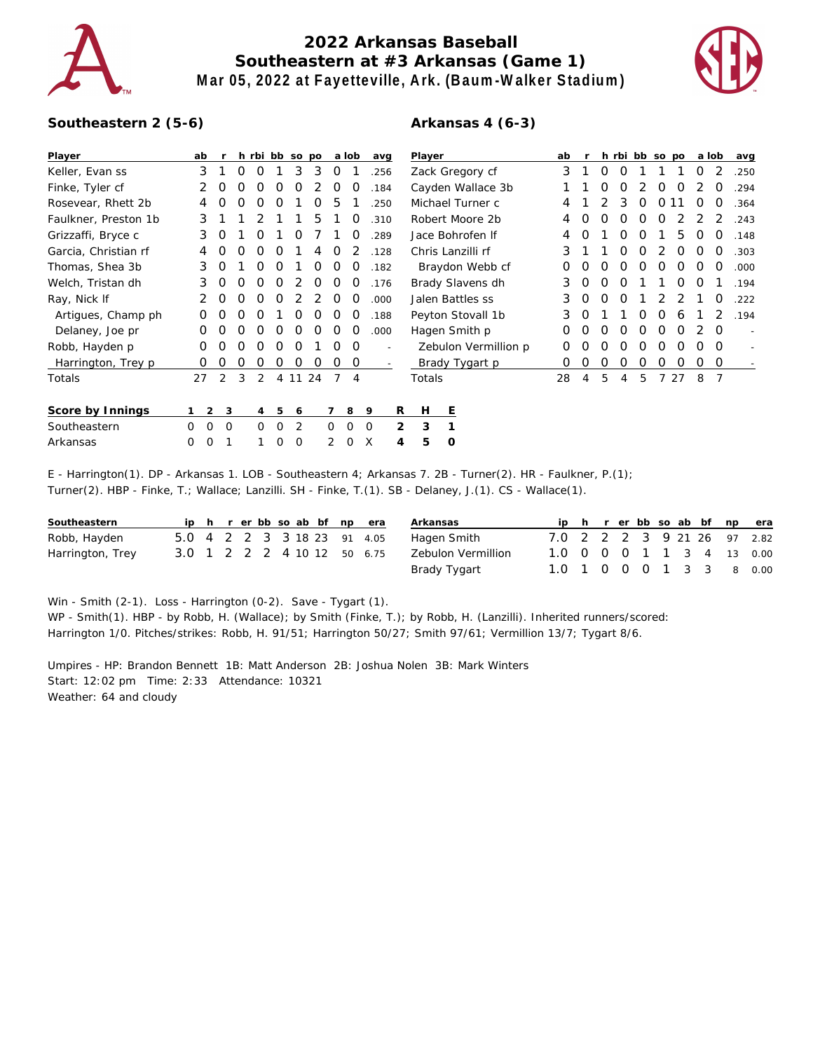# 2022 Arkansas Baseball
## Southeastern at #3 Arkansas (Game 1)
### Mar 05, 2022 at Fayetteville, Ark. (Baum-Walker Stadium)

**Southeastern 2 (5-6)**

| Player | ab | r | h | rbi | bb | so | po | a | lob | avg |
|---|---|---|---|---|---|---|---|---|---|---|
| Keller, Evan ss | 3 | 1 | 0 | 0 | 1 | 3 | 3 | 0 | 1 | .256 |
| Finke, Tyler cf | 2 | 0 | 0 | 0 | 0 | 0 | 2 | 0 | 0 | .184 |
| Rosevear, Rhett 2b | 4 | 0 | 0 | 0 | 0 | 1 | 0 | 5 | 1 | .250 |
| Faulkner, Preston 1b | 3 | 1 | 1 | 2 | 1 | 1 | 5 | 1 | 0 | .310 |
| Grizzaffi, Bryce c | 3 | 0 | 1 | 0 | 1 | 0 | 7 | 1 | 0 | .289 |
| Garcia, Christian rf | 4 | 0 | 0 | 0 | 0 | 1 | 4 | 0 | 2 | .128 |
| Thomas, Shea 3b | 3 | 0 | 1 | 0 | 0 | 1 | 0 | 0 | 0 | .182 |
| Welch, Tristan dh | 3 | 0 | 0 | 0 | 0 | 2 | 0 | 0 | 0 | .176 |
| Ray, Nick lf | 2 | 0 | 0 | 0 | 0 | 2 | 2 | 0 | 0 | .000 |
| Artigues, Champ ph | 0 | 0 | 0 | 0 | 1 | 0 | 0 | 0 | 0 | .188 |
| Delaney, Joe pr | 0 | 0 | 0 | 0 | 0 | 0 | 0 | 0 | 0 | .000 |
| Robb, Hayden p | 0 | 0 | 0 | 0 | 0 | 0 | 1 | 0 | 0 | - |
| Harrington, Trey p | 0 | 0 | 0 | 0 | 0 | 0 | 0 | 0 | 0 | - |
| Totals | 27 | 2 | 3 | 2 | 4 | 11 | 24 | 7 | 4 | |

**Arkansas 4 (6-3)**

| Player | ab | r | h | rbi | bb | so | po | a | lob | avg |
|---|---|---|---|---|---|---|---|---|---|---|
| Zack Gregory cf | 3 | 1 | 0 | 0 | 1 | 1 | 1 | 0 | 2 | .250 |
| Cayden Wallace 3b | 1 | 1 | 0 | 0 | 2 | 0 | 0 | 2 | 0 | .294 |
| Michael Turner c | 4 | 1 | 2 | 3 | 0 | 0 | 11 | 0 | 0 | .364 |
| Robert Moore 2b | 4 | 0 | 0 | 0 | 0 | 0 | 2 | 2 | 2 | .243 |
| Jace Bohrofen lf | 4 | 0 | 1 | 0 | 0 | 1 | 5 | 0 | 0 | .148 |
| Chris Lanzilli rf | 3 | 1 | 1 | 0 | 0 | 2 | 0 | 0 | 0 | .303 |
| Braydon Webb cf | 0 | 0 | 0 | 0 | 0 | 0 | 0 | 0 | 0 | .000 |
| Brady Slavens dh | 3 | 0 | 0 | 0 | 1 | 1 | 0 | 0 | 1 | .194 |
| Jalen Battles ss | 3 | 0 | 0 | 0 | 1 | 2 | 2 | 1 | 0 | .222 |
| Peyton Stovall 1b | 3 | 0 | 1 | 1 | 0 | 0 | 6 | 1 | 2 | .194 |
| Hagen Smith p | 0 | 0 | 0 | 0 | 0 | 0 | 0 | 2 | 0 | - |
| Zebulon Vermillion p | 0 | 0 | 0 | 0 | 0 | 0 | 0 | 0 | 0 | - |
| Brady Tygart p | 0 | 0 | 0 | 0 | 0 | 0 | 0 | 0 | 0 | - |
| Totals | 28 | 4 | 5 | 4 | 5 | 7 | 27 | 8 | 7 | |

| Score by Innings | 1 | 2 | 3 | 4 | 5 | 6 | 7 | 8 | 9 | R | H | E |
|---|---|---|---|---|---|---|---|---|---|---|---|---|
| Southeastern | 0 | 0 | 0 | 0 | 0 | 2 | 0 | 0 | 0 | 2 | 3 | 1 |
| Arkansas | 0 | 0 | 1 | 1 | 0 | 0 | 2 | 0 | X | 4 | 5 | 0 |

E - Harrington(1). DP - Arkansas 1. LOB - Southeastern 4; Arkansas 7. 2B - Turner(2). HR - Faulkner, P.(1); Turner(2). HBP - Finke, T.; Wallace; Lanzilli. SH - Finke, T.(1). SB - Delaney, J.(1). CS - Wallace(1).

| Southeastern | ip | h | r | er | bb | so | ab | bf | np | era |
|---|---|---|---|---|---|---|---|---|---|---|
| Robb, Hayden | 5.0 | 4 | 2 | 2 | 3 | 3 | 18 | 23 | 91 | 4.05 |
| Harrington, Trey | 3.0 | 1 | 2 | 2 | 2 | 4 | 10 | 12 | 50 | 6.75 |

| Arkansas | ip | h | r | er | bb | so | ab | bf | np | era |
|---|---|---|---|---|---|---|---|---|---|---|
| Hagen Smith | 7.0 | 2 | 2 | 2 | 3 | 9 | 21 | 26 | 97 | 2.82 |
| Zebulon Vermillion | 1.0 | 0 | 0 | 0 | 1 | 1 | 3 | 4 | 13 | 0.00 |
| Brady Tygart | 1.0 | 1 | 0 | 0 | 0 | 1 | 3 | 3 | 8 | 0.00 |

Win - Smith (2-1). Loss - Harrington (0-2). Save - Tygart (1).
WP - Smith(1). HBP - by Robb, H. (Wallace); by Smith (Finke, T.); by Robb, H. (Lanzilli). Inherited runners/scored: Harrington 1/0. Pitches/strikes: Robb, H. 91/51; Harrington 50/27; Smith 97/61; Vermillion 13/7; Tygart 8/6.

Umpires - HP: Brandon Bennett 1B: Matt Anderson 2B: Joshua Nolen 3B: Mark Winters
Start: 12:02 pm Time: 2:33 Attendance: 10321
Weather: 64 and cloudy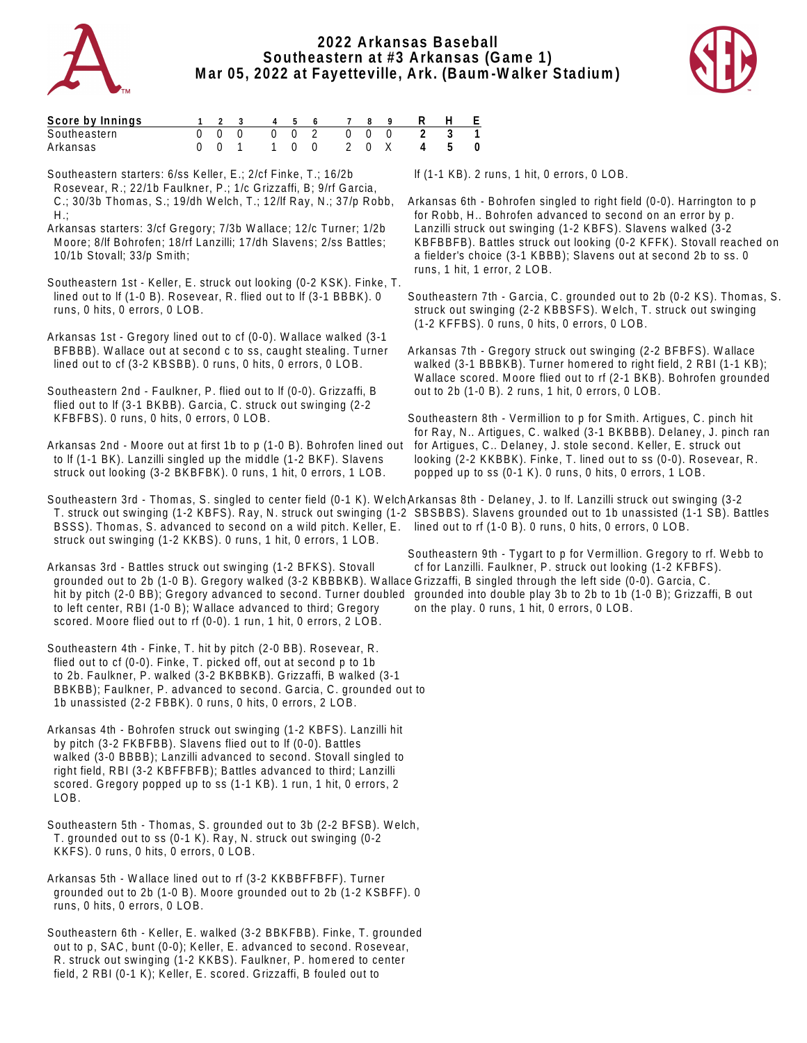# 2022 Arkansas Baseball
## Southeastern at #3 Arkansas (Game 1)
## Mar 05, 2022 at Fayetteville, Ark. (Baum-Walker Stadium)

| Score by Innings | 1 | 2 | 3 | 4 | 5 | 6 | 7 | 8 | 9 | R | H | E |
|---|---|---|---|---|---|---|---|---|---|---|---|---|
| Southeastern | 0 | 0 | 0 | 0 | 0 | 2 | 0 | 0 | 0 | 2 | 3 | 1 |
| Arkansas | 0 | 0 | 1 | 1 | 0 | 0 | 2 | 0 | X | 4 | 5 | 0 |

Southeastern starters: 6/ss Keller, E.; 2/cf Finke, T.; 16/2b Rosevear, R.; 22/1b Faulkner, P.; 1/c Grizzaffi, B; 9/rf Garcia, C.; 30/3b Thomas, S.; 19/dh Welch, T.; 12/lf Ray, N.; 37/p Robb, H.;

Arkansas starters: 3/cf Gregory; 7/3b Wallace; 12/c Turner; 1/2b Moore; 8/lf Bohrofen; 18/rf Lanzilli; 17/dh Slavens; 2/ss Battles; 10/1b Stovall; 33/p Smith;

Southeastern 1st - Keller, E. struck out looking (0-2 KSK). Finke, T. lined out to lf (1-0 B). Rosevear, R. flied out to lf (3-1 BBBK). 0 runs, 0 hits, 0 errors, 0 LOB.

Arkansas 1st - Gregory lined out to cf (0-0). Wallace walked (3-1 BFBBB). Wallace out at second c to ss, caught stealing. Turner lined out to cf (3-2 KBSBB). 0 runs, 0 hits, 0 errors, 0 LOB.

Southeastern 2nd - Faulkner, P. flied out to lf (0-0). Grizzaffi, B flied out to lf (3-1 BKBB). Garcia, C. struck out swinging (2-2 KFBFBS). 0 runs, 0 hits, 0 errors, 0 LOB.

Arkansas 2nd - Moore out at first 1b to p (1-0 B). Bohrofen lined out to lf (1-1 BK). Lanzilli singled up the middle (1-2 BKF). Slavens struck out looking (3-2 BKBFBK). 0 runs, 1 hit, 0 errors, 1 LOB.

Southeastern 3rd - Thomas, S. singled to center field (0-1 K). Welch, T. struck out swinging (1-2 KBFS). Ray, N. struck out swinging (1-2 BSSS). Thomas, S. advanced to second on a wild pitch. Keller, E. struck out swinging (1-2 KKBS). 0 runs, 1 hit, 0 errors, 1 LOB.

Arkansas 3rd - Battles struck out swinging (1-2 BFKS). Stovall grounded out to 2b (1-0 B). Gregory walked (3-2 KBBBKB). Wallace hit by pitch (2-0 BB); Gregory advanced to second. Turner doubled to left center, RBI (1-0 B); Wallace advanced to third; Gregory scored. Moore flied out to rf (0-0). 1 run, 1 hit, 0 errors, 2 LOB.

Southeastern 4th - Finke, T. hit by pitch (2-0 BB). Rosevear, R. flied out to cf (0-0). Finke, T. picked off, out at second p to 1b to 2b. Faulkner, P. walked (3-2 BKBBKB). Grizzaffi, B walked (3-1 BBKBB); Faulkner, P. advanced to second. Garcia, C. grounded out to 1b unassisted (2-2 FBBK). 0 runs, 0 hits, 0 errors, 2 LOB.

Arkansas 4th - Bohrofen struck out swinging (1-2 KBFS). Lanzilli hit by pitch (3-2 FKBFBB). Slavens flied out to lf (0-0). Battles walked (3-0 BBBB); Lanzilli advanced to second. Stovall singled to right field, RBI (3-2 KBFFBFB); Battles advanced to third; Lanzilli scored. Gregory popped up to ss (1-1 KB). 1 run, 1 hit, 0 errors, 2 LOB.

Southeastern 5th - Thomas, S. grounded out to 3b (2-2 BFSB). Welch, T. grounded out to ss (0-1 K). Ray, N. struck out swinging (0-2 KKFS). 0 runs, 0 hits, 0 errors, 0 LOB.

Arkansas 5th - Wallace lined out to rf (3-2 KKBBFFBFF). Turner grounded out to 2b (1-0 B). Moore grounded out to 2b (1-2 KSBFF). 0 runs, 0 hits, 0 errors, 0 LOB.

Southeastern 6th - Keller, E. walked (3-2 BBKFBB). Finke, T. grounded out to p, SAC, bunt (0-0); Keller, E. advanced to second. Rosevear, R. struck out swinging (1-2 KKBS). Faulkner, P. homered to center field, 2 RBI (0-1 K); Keller, E. scored. Grizzaffi, B fouled out to lf (1-1 KB). 2 runs, 1 hit, 0 errors, 0 LOB.

Arkansas 6th - Bohrofen singled to right field (0-0). Harrington to p for Robb, H.. Bohrofen advanced to second on an error by p. Lanzilli struck out swinging (1-2 KBFS). Slavens walked (3-2 KBFBBFB). Battles struck out looking (0-2 KFFK). Stovall reached on a fielder's choice (3-1 KBBB); Slavens out at second 2b to ss. 0 runs, 1 hit, 1 error, 2 LOB.

Southeastern 7th - Garcia, C. grounded out to 2b (0-2 KS). Thomas, S. struck out swinging (2-2 KBBSFS). Welch, T. struck out swinging (1-2 KFFBS). 0 runs, 0 hits, 0 errors, 0 LOB.

Arkansas 7th - Gregory struck out swinging (2-2 BFBFS). Wallace walked (3-1 BBBKB). Turner homered to right field, 2 RBI (1-1 KB); Wallace scored. Moore flied out to rf (2-1 BKB). Bohrofen grounded out to 2b (1-0 B). 2 runs, 1 hit, 0 errors, 0 LOB.

Southeastern 8th - Vermillion to p for Smith. Artigues, C. pinch hit for Ray, N.. Artigues, C. walked (3-1 BKBBB). Delaney, J. pinch ran for Artigues, C.. Delaney, J. stole second. Keller, E. struck out looking (2-2 KKBBK). Finke, T. lined out to ss (0-0). Rosevear, R. popped up to ss (0-1 K). 0 runs, 0 hits, 0 errors, 1 LOB.

Arkansas 8th - Delaney, J. to lf. Lanzilli struck out swinging (3-2 SBSBBS). Slavens grounded out to 1b unassisted (1-1 SB). Battles lined out to rf (1-0 B). 0 runs, 0 hits, 0 errors, 0 LOB.

Southeastern 9th - Tygart to p for Vermillion. Gregory to rf. Webb to cf for Lanzilli. Faulkner, P. struck out looking (1-2 KFBFS). Grizzaffi, B singled through the left side (0-0). Garcia, C. grounded into double play 3b to 2b to 1b (1-0 B); Grizzaffi, B out on the play. 0 runs, 1 hit, 0 errors, 0 LOB.